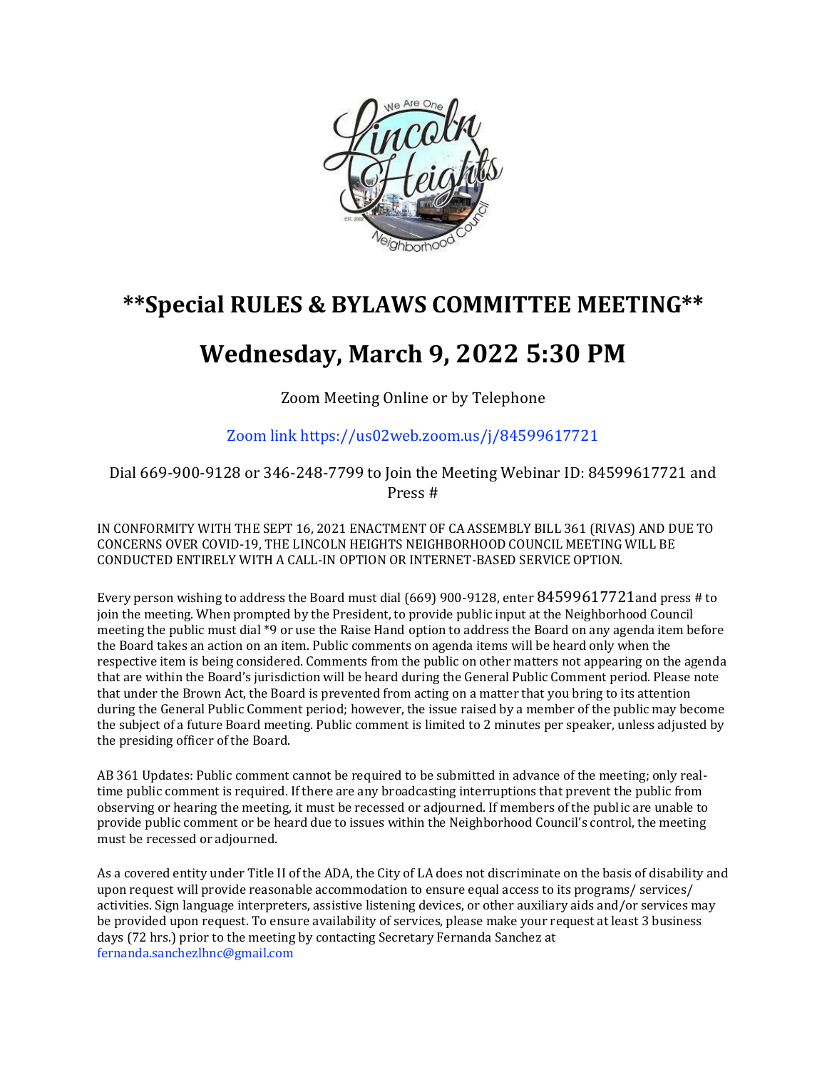# **Special RULES & BYLAWS COMMITTEE MEETING**

# Wednesday, March 9, 2022 5:30 PM

Zoom Meeting Online or by Telephone

Zoom link https://us02web.zoom.us/j/84599617721

Dial 669-900-9128 or 346-248-7799 to Join the Meeting Webinar ID: 84599617721 and Press #

IN CONFORMITY WITH THE SEPT 16, 2021 ENACTMENT OF CA ASSEMBLY BILL 361 (RIVAS) AND DUE TO CONCERNS OVER COVID-19, THE LINCOLN HEIGHTS NEIGHBORHOOD COUNCIL MEETING WILL BE CONDUCTED ENTIRELY WITH A CALL-IN OPTION OR INTERNET-BASED SERVICE OPTION.

Every person wishing to address the Board must dial (669) 900-9128, enter 84599617721and press # to join the meeting. When prompted by the President, to provide public input at the Neighborhood Council meeting the public must dial *9 or use the Raise Hand option to address the Board on any agenda item before the Board takes an action on an item. Public comments on agenda items will be heard only when the respective item is being considered. Comments from the public on other matters not appearing on the agenda that are within the Board's jurisdiction will be heard during the General Public Comment period. Please note that under the Brown Act, the Board is prevented from acting on a matter that you bring to its attention during the General Public Comment period; however, the issue raised by a member of the public may become the subject of a future Board meeting. Public comment is limited to 2 minutes per speaker, unless adjusted by the presiding officer of the Board.

AB 361 Updates: Public comment cannot be required to be submitted in advance of the meeting; only real-time public comment is required. If there are any broadcasting interruptions that prevent the public from observing or hearing the meeting, it must be recessed or adjourned. If members of the public are unable to provide public comment or be heard due to issues within the Neighborhood Council's control, the meeting must be recessed or adjourned.

As a covered entity under Title II of the ADA, the City of LA does not discriminate on the basis of disability and upon request will provide reasonable accommodation to ensure equal access to its programs/ services/ activities. Sign language interpreters, assistive listening devices, or other auxiliary aids and/or services may be provided upon request. To ensure availability of services, please make your request at least 3 business days (72 hrs.) prior to the meeting by contacting Secretary Fernanda Sanchez at fernanda.sanchezlhnc@gmail.com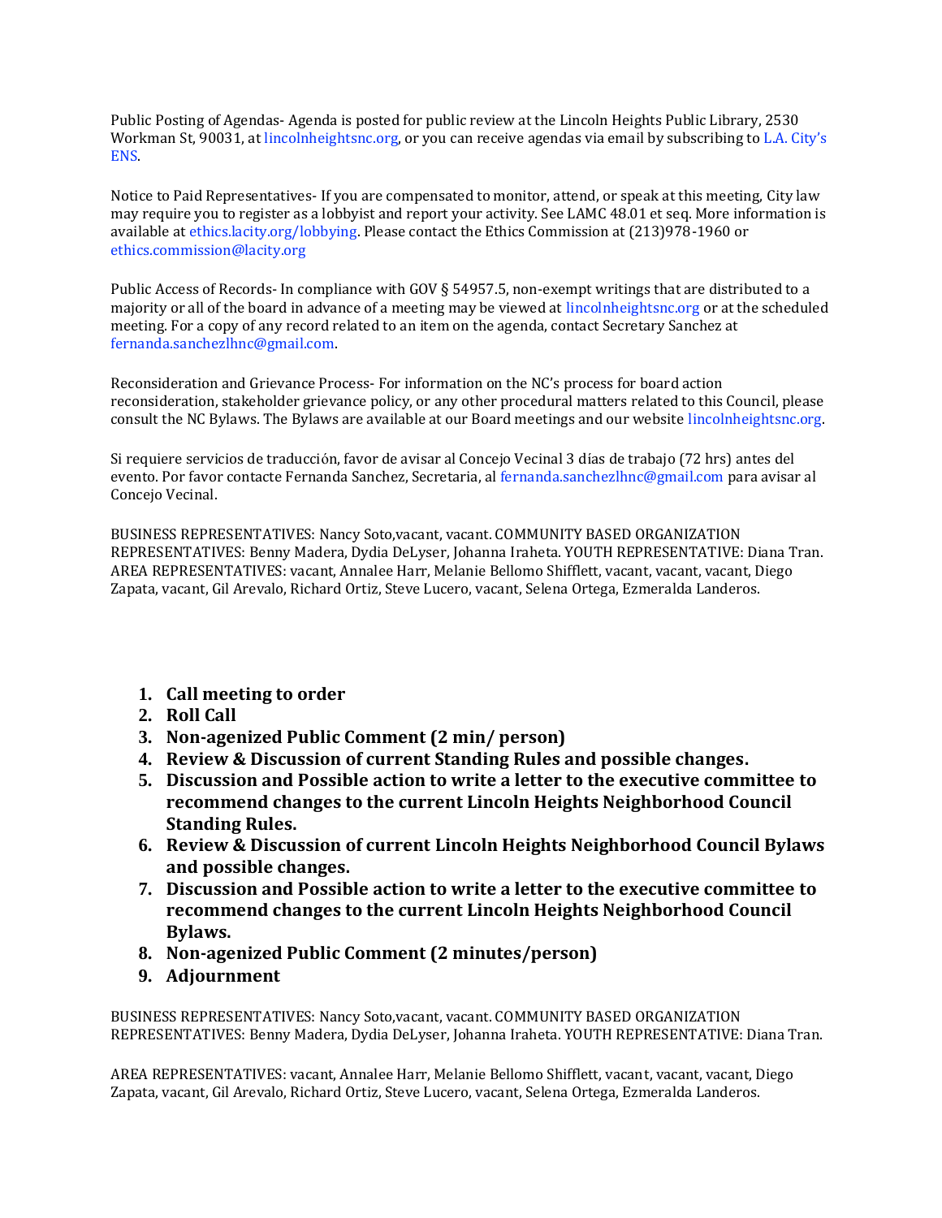Public Posting of Agendas- Agenda is posted for public review at the Lincoln Heights Public Library, 2530 Workman St, 90031, at lincolnheightsnc.org, or you can receive agendas via email by subscribing to L.A. City's ENS.

Notice to Paid Representatives- If you are compensated to monitor, attend, or speak at this meeting, City law may require you to register as a lobbyist and report your activity. See LAMC 48.01 et seq. More information is available at ethics.lacity.org/lobbying. Please contact the Ethics Commission at (213)978-1960 or ethics.commission@lacity.org

Public Access of Records- In compliance with GOV § 54957.5, non-exempt writings that are distributed to a majority or all of the board in advance of a meeting may be viewed at lincolnheightsnc.org or at the scheduled meeting. For a copy of any record related to an item on the agenda, contact Secretary Sanchez at fernanda.sanchezlhnc@gmail.com.

Reconsideration and Grievance Process- For information on the NC's process for board action reconsideration, stakeholder grievance policy, or any other procedural matters related to this Council, please consult the NC Bylaws. The Bylaws are available at our Board meetings and our website lincolnheightsnc.org.

Si requiere servicios de traducción, favor de avisar al Concejo Vecinal 3 días de trabajo (72 hrs) antes del evento. Por favor contacte Fernanda Sanchez, Secretaria, al fernanda.sanchezlhnc@gmail.com para avisar al Concejo Vecinal.

BUSINESS REPRESENTATIVES: Nancy Soto,vacant, vacant. COMMUNITY BASED ORGANIZATION REPRESENTATIVES: Benny Madera, Dydia DeLyser, Johanna Iraheta. YOUTH REPRESENTATIVE: Diana Tran. AREA REPRESENTATIVES: vacant, Annalee Harr, Melanie Bellomo Shifflett, vacant, vacant, vacant, Diego Zapata, vacant, Gil Arevalo, Richard Ortiz, Steve Lucero, vacant, Selena Ortega, Ezmeralda Landeros.

1. **Call meeting to order**
2. **Roll Call**
3. **Non-agenized Public Comment (2 min/ person)**
4. **Review & Discussion of current Standing Rules and possible changes.**
5. **Discussion and Possible action to write a letter to the executive committee to recommend changes to the current Lincoln Heights Neighborhood Council Standing Rules.**
6. **Review & Discussion of current Lincoln Heights Neighborhood Council Bylaws and possible changes.**
7. **Discussion and Possible action to write a letter to the executive committee to recommend changes to the current Lincoln Heights Neighborhood Council Bylaws.**
8. **Non-agenized Public Comment (2 minutes/person)**
9. **Adjournment**

BUSINESS REPRESENTATIVES: Nancy Soto,vacant, vacant. COMMUNITY BASED ORGANIZATION REPRESENTATIVES: Benny Madera, Dydia DeLyser, Johanna Iraheta. YOUTH REPRESENTATIVE: Diana Tran.

AREA REPRESENTATIVES: vacant, Annalee Harr, Melanie Bellomo Shifflett, vacant, vacant, vacant, Diego Zapata, vacant, Gil Arevalo, Richard Ortiz, Steve Lucero, vacant, Selena Ortega, Ezmeralda Landeros.